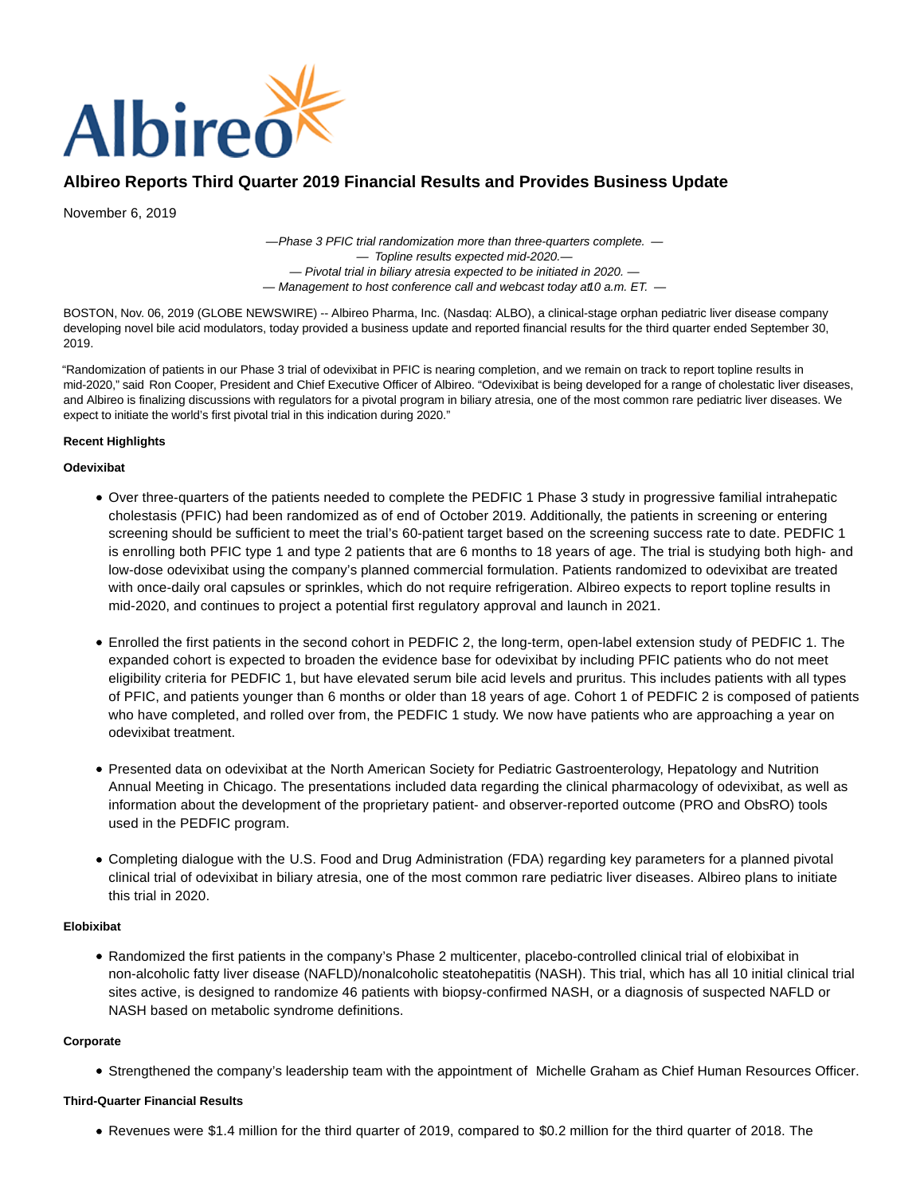# Albireo Reports Third Quarter 2019 Financial Results and Provides Business Update

November 6, 2019

*—Phase 3 PFIC trial randomization more than three-quarters complete. —*
*— Topline results expected mid-2020.—*
*— Pivotal trial in biliary atresia expected to be initiated in 2020. —*
*— Management to host conference call and webcast today at10 a.m. ET. —*

BOSTON, Nov. 06, 2019 (GLOBE NEWSWIRE) -- Albireo Pharma, Inc. (Nasdaq: ALBO), a clinical-stage orphan pediatric liver disease company developing novel bile acid modulators, today provided a business update and reported financial results for the third quarter ended September 30, 2019.

"Randomization of patients in our Phase 3 trial of odevixibat in PFIC is nearing completion, and we remain on track to report topline results in mid-2020," said Ron Cooper, President and Chief Executive Officer of Albireo. "Odevixibat is being developed for a range of cholestatic liver diseases, and Albireo is finalizing discussions with regulators for a pivotal program in biliary atresia, one of the most common rare pediatric liver diseases. We expect to initiate the world's first pivotal trial in this indication during 2020."

**Recent Highlights**

**Odevixibat**

- Over three-quarters of the patients needed to complete the PEDFIC 1 Phase 3 study in progressive familial intrahepatic cholestasis (PFIC) had been randomized as of end of October 2019. Additionally, the patients in screening or entering screening should be sufficient to meet the trial's 60-patient target based on the screening success rate to date. PEDFIC 1 is enrolling both PFIC type 1 and type 2 patients that are 6 months to 18 years of age. The trial is studying both high- and low-dose odevixibat using the company's planned commercial formulation. Patients randomized to odevixibat are treated with once-daily oral capsules or sprinkles, which do not require refrigeration. Albireo expects to report topline results in mid-2020, and continues to project a potential first regulatory approval and launch in 2021.

- Enrolled the first patients in the second cohort in PEDFIC 2, the long-term, open-label extension study of PEDFIC 1. The expanded cohort is expected to broaden the evidence base for odevixibat by including PFIC patients who do not meet eligibility criteria for PEDFIC 1, but have elevated serum bile acid levels and pruritus. This includes patients with all types of PFIC, and patients younger than 6 months or older than 18 years of age. Cohort 1 of PEDFIC 2 is composed of patients who have completed, and rolled over from, the PEDFIC 1 study. We now have patients who are approaching a year on odevixibat treatment.

- Presented data on odevixibat at the North American Society for Pediatric Gastroenterology, Hepatology and Nutrition Annual Meeting in Chicago. The presentations included data regarding the clinical pharmacology of odevixibat, as well as information about the development of the proprietary patient- and observer-reported outcome (PRO and ObsRO) tools used in the PEDFIC program.

- Completing dialogue with the U.S. Food and Drug Administration (FDA) regarding key parameters for a planned pivotal clinical trial of odevixibat in biliary atresia, one of the most common rare pediatric liver diseases. Albireo plans to initiate this trial in 2020.

**Elobixibat**

- Randomized the first patients in the company's Phase 2 multicenter, placebo-controlled clinical trial of elobixibat in non-alcoholic fatty liver disease (NAFLD)/nonalcoholic steatohepatitis (NASH). This trial, which has all 10 initial clinical trial sites active, is designed to randomize 46 patients with biopsy-confirmed NASH, or a diagnosis of suspected NAFLD or NASH based on metabolic syndrome definitions.

**Corporate**

- Strengthened the company's leadership team with the appointment of Michelle Graham as Chief Human Resources Officer.

**Third-Quarter Financial Results**

- Revenues were $1.4 million for the third quarter of 2019, compared to $0.2 million for the third quarter of 2018. The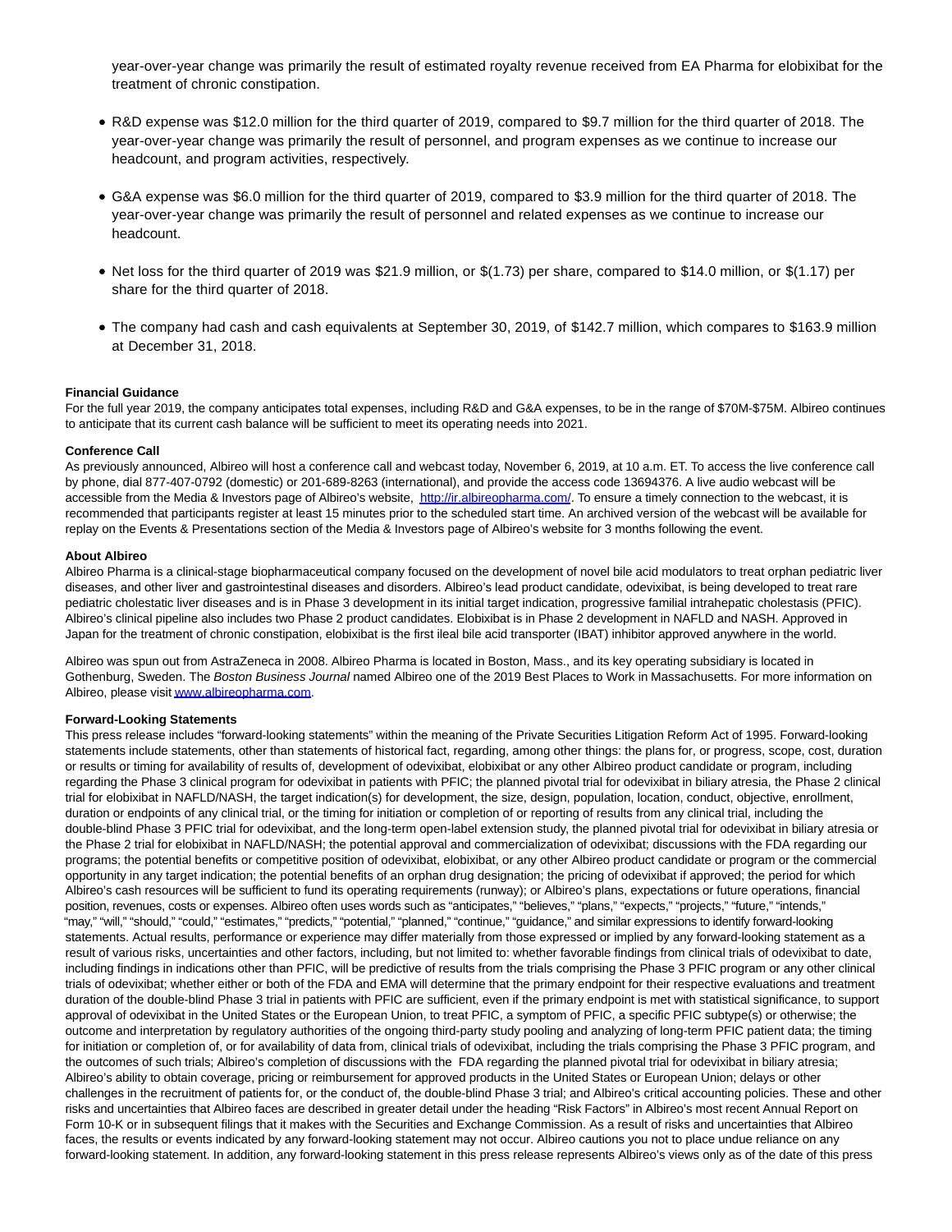year-over-year change was primarily the result of estimated royalty revenue received from EA Pharma for elobixibat for the treatment of chronic constipation.

- R&D expense was $12.0 million for the third quarter of 2019, compared to $9.7 million for the third quarter of 2018. The year-over-year change was primarily the result of personnel, and program expenses as we continue to increase our headcount, and program activities, respectively.
- G&A expense was $6.0 million for the third quarter of 2019, compared to $3.9 million for the third quarter of 2018. The year-over-year change was primarily the result of personnel and related expenses as we continue to increase our headcount.
- Net loss for the third quarter of 2019 was $21.9 million, or $(1.73) per share, compared to $14.0 million, or $(1.17) per share for the third quarter of 2018.
- The company had cash and cash equivalents at September 30, 2019, of $142.7 million, which compares to $163.9 million at December 31, 2018.

**Financial Guidance**

For the full year 2019, the company anticipates total expenses, including R&D and G&A expenses, to be in the range of $70M-$75M. Albireo continues to anticipate that its current cash balance will be sufficient to meet its operating needs into 2021.

**Conference Call**

As previously announced, Albireo will host a conference call and webcast today, November 6, 2019, at 10 a.m. ET. To access the live conference call by phone, dial 877-407-0792 (domestic) or 201-689-8263 (international), and provide the access code 13694376. A live audio webcast will be accessible from the Media & Investors page of Albireo's website, http://ir.albireopharma.com/. To ensure a timely connection to the webcast, it is recommended that participants register at least 15 minutes prior to the scheduled start time. An archived version of the webcast will be available for replay on the Events & Presentations section of the Media & Investors page of Albireo's website for 3 months following the event.

**About Albireo**

Albireo Pharma is a clinical-stage biopharmaceutical company focused on the development of novel bile acid modulators to treat orphan pediatric liver diseases, and other liver and gastrointestinal diseases and disorders. Albireo's lead product candidate, odevixibat, is being developed to treat rare pediatric cholestatic liver diseases and is in Phase 3 development in its initial target indication, progressive familial intrahepatic cholestasis (PFIC). Albireo's clinical pipeline also includes two Phase 2 product candidates. Elobixibat is in Phase 2 development in NAFLD and NASH. Approved in Japan for the treatment of chronic constipation, elobixibat is the first ileal bile acid transporter (IBAT) inhibitor approved anywhere in the world.

Albireo was spun out from AstraZeneca in 2008. Albireo Pharma is located in Boston, Mass., and its key operating subsidiary is located in Gothenburg, Sweden. The *Boston Business Journal* named Albireo one of the 2019 Best Places to Work in Massachusetts. For more information on Albireo, please visit www.albireopharma.com.

**Forward-Looking Statements**

This press release includes "forward-looking statements" within the meaning of the Private Securities Litigation Reform Act of 1995. Forward-looking statements include statements, other than statements of historical fact, regarding, among other things: the plans for, or progress, scope, cost, duration or results or timing for availability of results of, development of odevixibat, elobixibat or any other Albireo product candidate or program, including regarding the Phase 3 clinical program for odevixibat in patients with PFIC; the planned pivotal trial for odevixibat in biliary atresia, the Phase 2 clinical trial for elobixibat in NAFLD/NASH, the target indication(s) for development, the size, design, population, location, conduct, objective, enrollment, duration or endpoints of any clinical trial, or the timing for initiation or completion of or reporting of results from any clinical trial, including the double-blind Phase 3 PFIC trial for odevixibat, and the long-term open-label extension study, the planned pivotal trial for odevixibat in biliary atresia or the Phase 2 trial for elobixibat in NAFLD/NASH; the potential approval and commercialization of odevixibat; discussions with the FDA regarding our programs; the potential benefits or competitive position of odevixibat, elobixibat, or any other Albireo product candidate or program or the commercial opportunity in any target indication; the potential benefits of an orphan drug designation; the pricing of odevixibat if approved; the period for which Albireo's cash resources will be sufficient to fund its operating requirements (runway); or Albireo's plans, expectations or future operations, financial position, revenues, costs or expenses. Albireo often uses words such as "anticipates," "believes," "plans," "expects," "projects," "future," "intends," "may," "will," "should," "could," "estimates," "predicts," "potential," "planned," "continue," "guidance," and similar expressions to identify forward-looking statements. Actual results, performance or experience may differ materially from those expressed or implied by any forward-looking statement as a result of various risks, uncertainties and other factors, including, but not limited to: whether favorable findings from clinical trials of odevixibat to date, including findings in indications other than PFIC, will be predictive of results from the trials comprising the Phase 3 PFIC program or any other clinical trials of odevixibat; whether either or both of the FDA and EMA will determine that the primary endpoint for their respective evaluations and treatment duration of the double-blind Phase 3 trial in patients with PFIC are sufficient, even if the primary endpoint is met with statistical significance, to support approval of odevixibat in the United States or the European Union, to treat PFIC, a symptom of PFIC, a specific PFIC subtype(s) or otherwise; the outcome and interpretation by regulatory authorities of the ongoing third-party study pooling and analyzing of long-term PFIC patient data; the timing for initiation or completion of, or for availability of data from, clinical trials of odevixibat, including the trials comprising the Phase 3 PFIC program, and the outcomes of such trials; Albireo's completion of discussions with the FDA regarding the planned pivotal trial for odevixibat in biliary atresia; Albireo's ability to obtain coverage, pricing or reimbursement for approved products in the United States or European Union; delays or other challenges in the recruitment of patients for, or the conduct of, the double-blind Phase 3 trial; and Albireo's critical accounting policies. These and other risks and uncertainties that Albireo faces are described in greater detail under the heading "Risk Factors" in Albireo's most recent Annual Report on Form 10-K or in subsequent filings that it makes with the Securities and Exchange Commission. As a result of risks and uncertainties that Albireo faces, the results or events indicated by any forward-looking statement may not occur. Albireo cautions you not to place undue reliance on any forward-looking statement. In addition, any forward-looking statement in this press release represents Albireo's views only as of the date of this press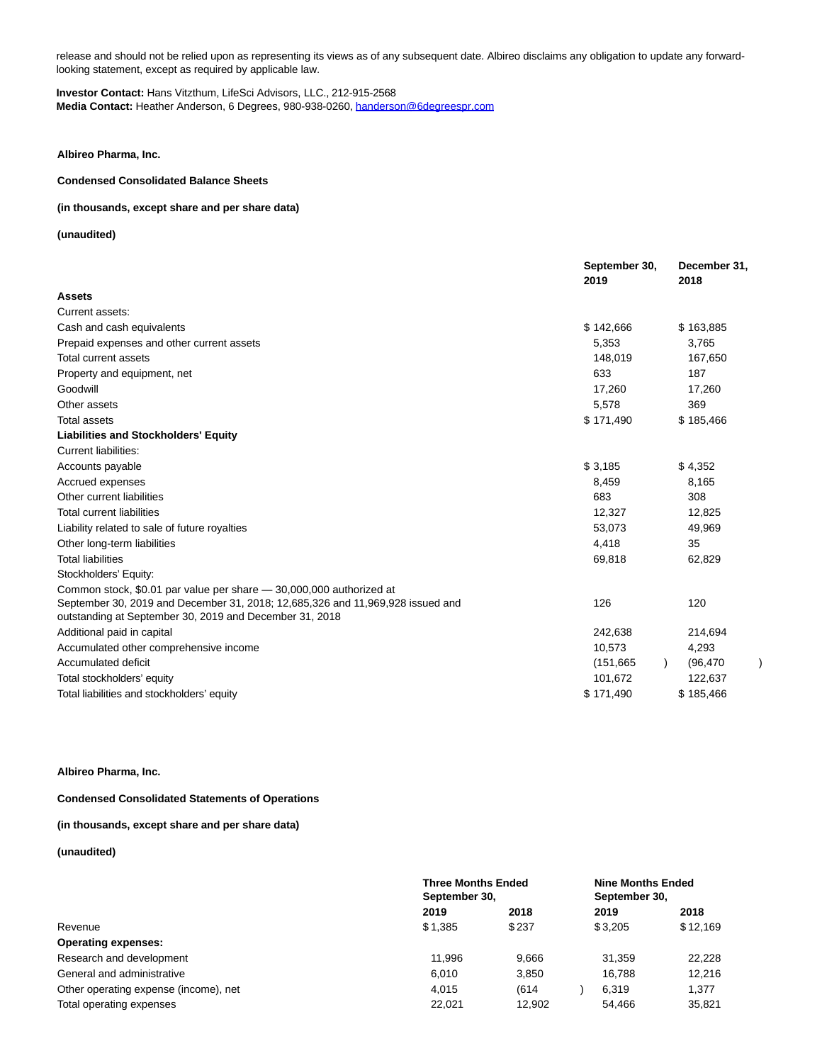release and should not be relied upon as representing its views as of any subsequent date. Albireo disclaims any obligation to update any forward-looking statement, except as required by applicable law.

**Investor Contact:** Hans Vitzthum, LifeSci Advisors, LLC., 212-915-2568
**Media Contact:** Heather Anderson, 6 Degrees, 980-938-0260, handerson@6degreespr.com

**Albireo Pharma, Inc.**

**Condensed Consolidated Balance Sheets**

**(in thousands, except share and per share data)**

**(unaudited)**

| | September 30, 2019 | December 31, 2018 |
|---|---|---|
| **Assets** | | |
| Current assets: | | |
| Cash and cash equivalents | $ 142,666 | $ 163,885 |
| Prepaid expenses and other current assets | 5,353 | 3,765 |
| Total current assets | 148,019 | 167,650 |
| Property and equipment, net | 633 | 187 |
| Goodwill | 17,260 | 17,260 |
| Other assets | 5,578 | 369 |
| Total assets | $ 171,490 | $ 185,466 |
| **Liabilities and Stockholders' Equity** | | |
| Current liabilities: | | |
| Accounts payable | $ 3,185 | $ 4,352 |
| Accrued expenses | 8,459 | 8,165 |
| Other current liabilities | 683 | 308 |
| Total current liabilities | 12,327 | 12,825 |
| Liability related to sale of future royalties | 53,073 | 49,969 |
| Other long-term liabilities | 4,418 | 35 |
| Total liabilities | 69,818 | 62,829 |
| Stockholders' Equity: | | |
| Common stock, $0.01 par value per share — 30,000,000 authorized at September 30, 2019 and December 31, 2018; 12,685,326 and 11,969,928 issued and outstanding at September 30, 2019 and December 31, 2018 | 126 | 120 |
| Additional paid in capital | 242,638 | 214,694 |
| Accumulated other comprehensive income | 10,573 | 4,293 |
| Accumulated deficit | (151,665) | (96,470) |
| Total stockholders' equity | 101,672 | 122,637 |
| Total liabilities and stockholders' equity | $ 171,490 | $ 185,466 |

**Albireo Pharma, Inc.**

**Condensed Consolidated Statements of Operations**

**(in thousands, except share and per share data)**

**(unaudited)**

| | Three Months Ended September 30, | | Nine Months Ended September 30, | |
|---|---|---|---|---|
| | 2019 | 2018 | 2019 | 2018 |
| Revenue | $ 1,385 | $ 237 | $ 3,205 | $ 12,169 |
| **Operating expenses:** | | | | |
| Research and development | 11,996 | 9,666 | 31,359 | 22,228 |
| General and administrative | 6,010 | 3,850 | 16,788 | 12,216 |
| Other operating expense (income), net | 4,015 | (614) | 6,319 | 1,377 |
| Total operating expenses | 22,021 | 12,902 | 54,466 | 35,821 |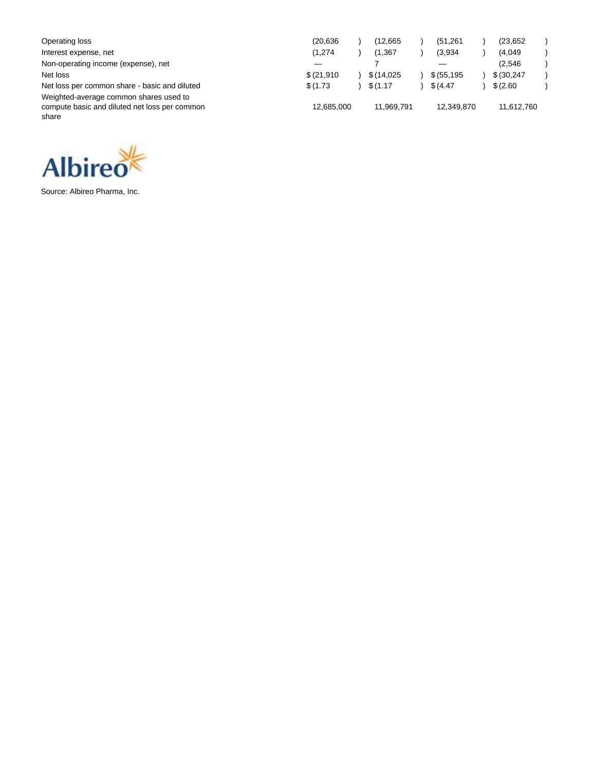| | | | | |
|---|---|---|---|---|
| Operating loss | (20,636) | (12,665) | (51,261) | (23,652) |
| Interest expense, net | (1,274) | (1,367) | (3,934) | (4,049) |
| Non-operating income (expense), net | — | 7 | — | (2,546) |
| Net loss | $ (21,910) | $ (14,025) | $ (55,195) | $ (30,247) |
| Net loss per common share - basic and diluted | $ (1.73) | $ (1.17) | $ (4.47) | $ (2.60) |
| Weighted-average common shares used to compute basic and diluted net loss per common share | 12,685,000 | 11,969,791 | 12,349,870 | 11,612,760 |

Albireo

Source: Albireo Pharma, Inc.